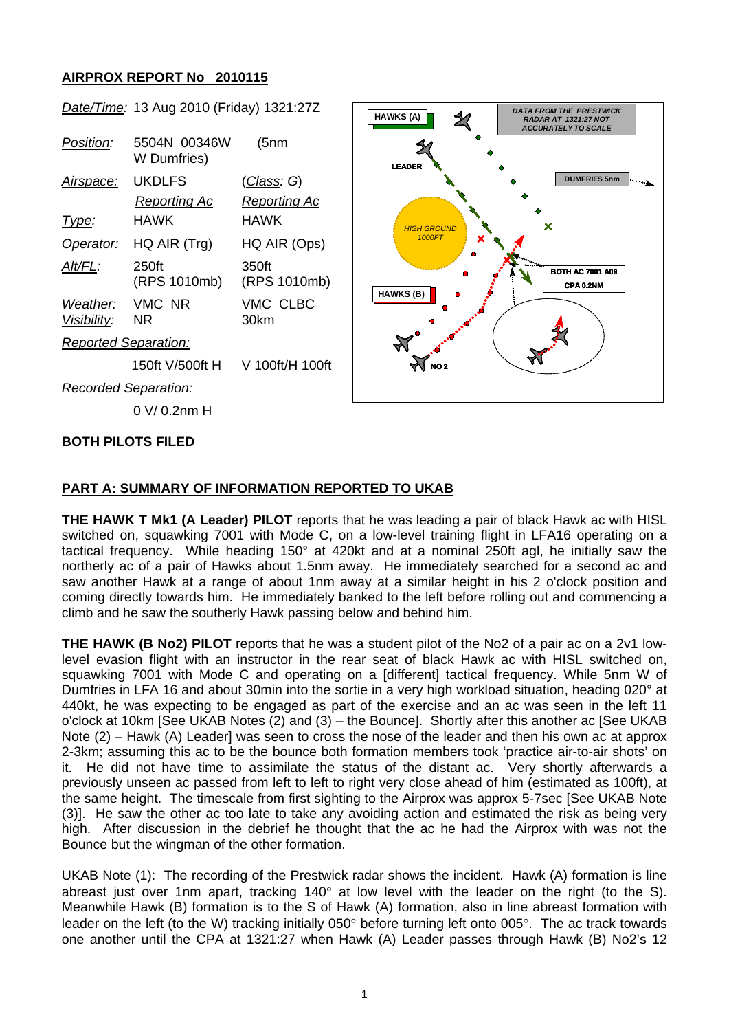## AIRPROX REPORT No 2010115

| | | |
|---|---|---|
| *Date/Time*: | 13 Aug 2010 (Friday) 1321:27Z | |
| *Position*: | 5504N 00346W (5nm W Dumfries) | |
| *Airspace*: | UKDLFS | (*Class*: G) |
| | *Reporting Ac* | *Reporting Ac* |
| *Type*: | HAWK | HAWK |
| *Operator*: | HQ AIR (Trg) | HQ AIR (Ops) |
| *Alt/FL*: | 250ft (RPS 1010mb) | 350ft (RPS 1010mb) |
| *Weather*: | VMC NR | VMC CLBC |
| *Visibility*: | NR | 30km |
| *Reported Separation*: | | |
| | 150ft V/500ft H | V 100ft/H 100ft |
| *Recorded Separation*: | | |
| | 0 V/ 0.2nm H | |

**BOTH PILOTS FILED**

## PART A: SUMMARY OF INFORMATION REPORTED TO UKAB

**THE HAWK T Mk1 (A Leader) PILOT** reports that he was leading a pair of black Hawk ac with HISL switched on, squawking 7001 with Mode C, on a low-level training flight in LFA16 operating on a tactical frequency. While heading 150° at 420kt and at a nominal 250ft agl, he initially saw the northerly ac of a pair of Hawks about 1.5nm away. He immediately searched for a second ac and saw another Hawk at a range of about 1nm away at a similar height in his 2 o'clock position and coming directly towards him. He immediately banked to the left before rolling out and commencing a climb and he saw the southerly Hawk passing below and behind him.

**THE HAWK (B No2) PILOT** reports that he was a student pilot of the No2 of a pair ac on a 2v1 low-level evasion flight with an instructor in the rear seat of black Hawk ac with HISL switched on, squawking 7001 with Mode C and operating on a [different] tactical frequency. While 5nm W of Dumfries in LFA 16 and about 30min into the sortie in a very high workload situation, heading 020° at 440kt, he was expecting to be engaged as part of the exercise and an ac was seen in the left 11 o'clock at 10km [See UKAB Notes (2) and (3) – the Bounce]. Shortly after this another ac [See UKAB Note (2) – Hawk (A) Leader] was seen to cross the nose of the leader and then his own ac at approx 2-3km; assuming this ac to be the bounce both formation members took 'practice air-to-air shots' on it. He did not have time to assimilate the status of the distant ac. Very shortly afterwards a previously unseen ac passed from left to left to right very close ahead of him (estimated as 100ft), at the same height. The timescale from first sighting to the Airprox was approx 5-7sec [See UKAB Note (3)]. He saw the other ac too late to take any avoiding action and estimated the risk as being very high. After discussion in the debrief he thought that the ac he had the Airprox with was not the Bounce but the wingman of the other formation.

UKAB Note (1): The recording of the Prestwick radar shows the incident. Hawk (A) formation is line abreast just over 1nm apart, tracking 140° at low level with the leader on the right (to the S). Meanwhile Hawk (B) formation is to the S of Hawk (A) formation, also in line abreast formation with leader on the left (to the W) tracking initially 050° before turning left onto 005°. The ac track towards one another until the CPA at 1321:27 when Hawk (A) Leader passes through Hawk (B) No2's 12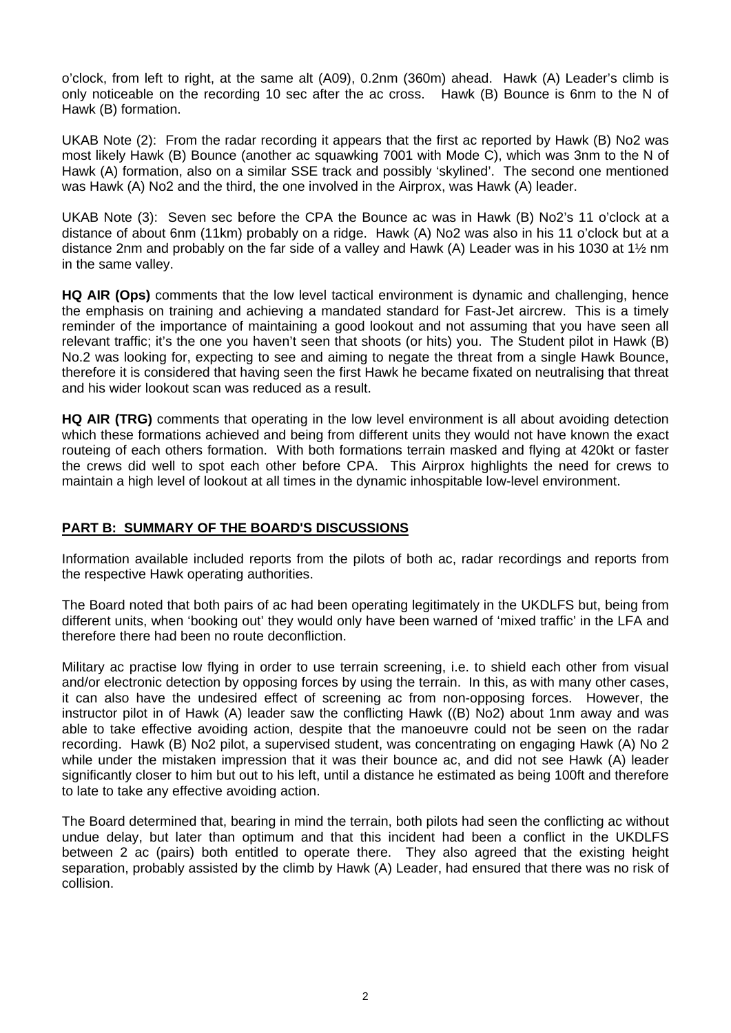o'clock, from left to right, at the same alt (A09), 0.2nm (360m) ahead. Hawk (A) Leader's climb is only noticeable on the recording 10 sec after the ac cross. Hawk (B) Bounce is 6nm to the N of Hawk (B) formation.

UKAB Note (2): From the radar recording it appears that the first ac reported by Hawk (B) No2 was most likely Hawk (B) Bounce (another ac squawking 7001 with Mode C), which was 3nm to the N of Hawk (A) formation, also on a similar SSE track and possibly 'skylined'. The second one mentioned was Hawk (A) No2 and the third, the one involved in the Airprox, was Hawk (A) leader.

UKAB Note (3): Seven sec before the CPA the Bounce ac was in Hawk (B) No2's 11 o'clock at a distance of about 6nm (11km) probably on a ridge. Hawk (A) No2 was also in his 11 o'clock but at a distance 2nm and probably on the far side of a valley and Hawk (A) Leader was in his 1030 at 1½ nm in the same valley.

**HQ AIR (Ops)** comments that the low level tactical environment is dynamic and challenging, hence the emphasis on training and achieving a mandated standard for Fast-Jet aircrew. This is a timely reminder of the importance of maintaining a good lookout and not assuming that you have seen all relevant traffic; it's the one you haven't seen that shoots (or hits) you. The Student pilot in Hawk (B) No.2 was looking for, expecting to see and aiming to negate the threat from a single Hawk Bounce, therefore it is considered that having seen the first Hawk he became fixated on neutralising that threat and his wider lookout scan was reduced as a result.

**HQ AIR (TRG)** comments that operating in the low level environment is all about avoiding detection which these formations achieved and being from different units they would not have known the exact routeing of each others formation. With both formations terrain masked and flying at 420kt or faster the crews did well to spot each other before CPA. This Airprox highlights the need for crews to maintain a high level of lookout at all times in the dynamic inhospitable low-level environment.

## PART B: SUMMARY OF THE BOARD'S DISCUSSIONS

Information available included reports from the pilots of both ac, radar recordings and reports from the respective Hawk operating authorities.

The Board noted that both pairs of ac had been operating legitimately in the UKDLFS but, being from different units, when 'booking out' they would only have been warned of 'mixed traffic' in the LFA and therefore there had been no route deconfliction.

Military ac practise low flying in order to use terrain screening, i.e. to shield each other from visual and/or electronic detection by opposing forces by using the terrain. In this, as with many other cases, it can also have the undesired effect of screening ac from non-opposing forces. However, the instructor pilot in of Hawk (A) leader saw the conflicting Hawk ((B) No2) about 1nm away and was able to take effective avoiding action, despite that the manoeuvre could not be seen on the radar recording. Hawk (B) No2 pilot, a supervised student, was concentrating on engaging Hawk (A) No 2 while under the mistaken impression that it was their bounce ac, and did not see Hawk (A) leader significantly closer to him but out to his left, until a distance he estimated as being 100ft and therefore to late to take any effective avoiding action.

The Board determined that, bearing in mind the terrain, both pilots had seen the conflicting ac without undue delay, but later than optimum and that this incident had been a conflict in the UKDLFS between 2 ac (pairs) both entitled to operate there. They also agreed that the existing height separation, probably assisted by the climb by Hawk (A) Leader, had ensured that there was no risk of collision.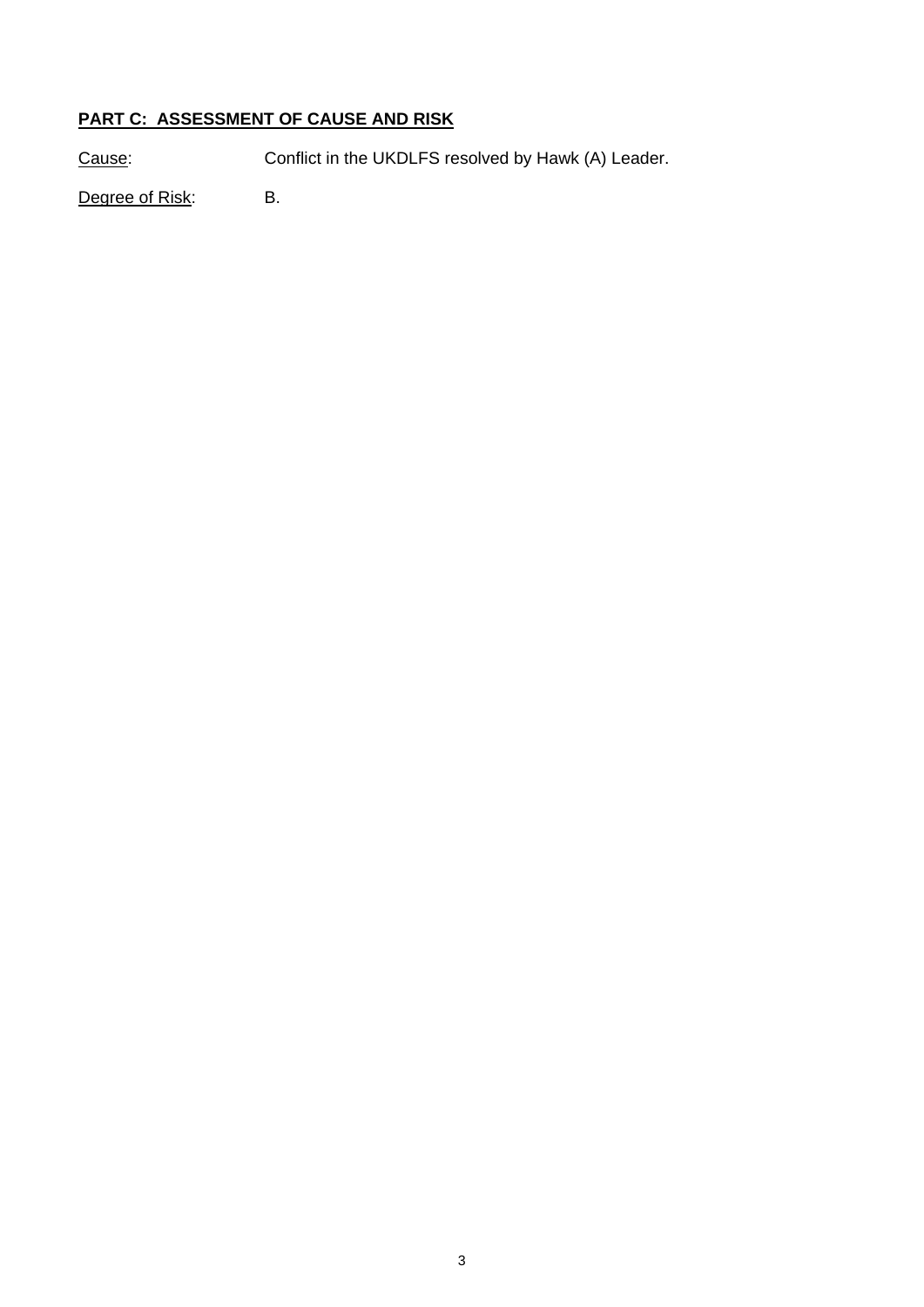**<u>PART C: ASSESSMENT OF CAUSE AND RISK</u>**

<u>Cause</u>: Conflict in the UKDLFS resolved by Hawk (A) Leader.

<u>Degree of Risk</u>: B.